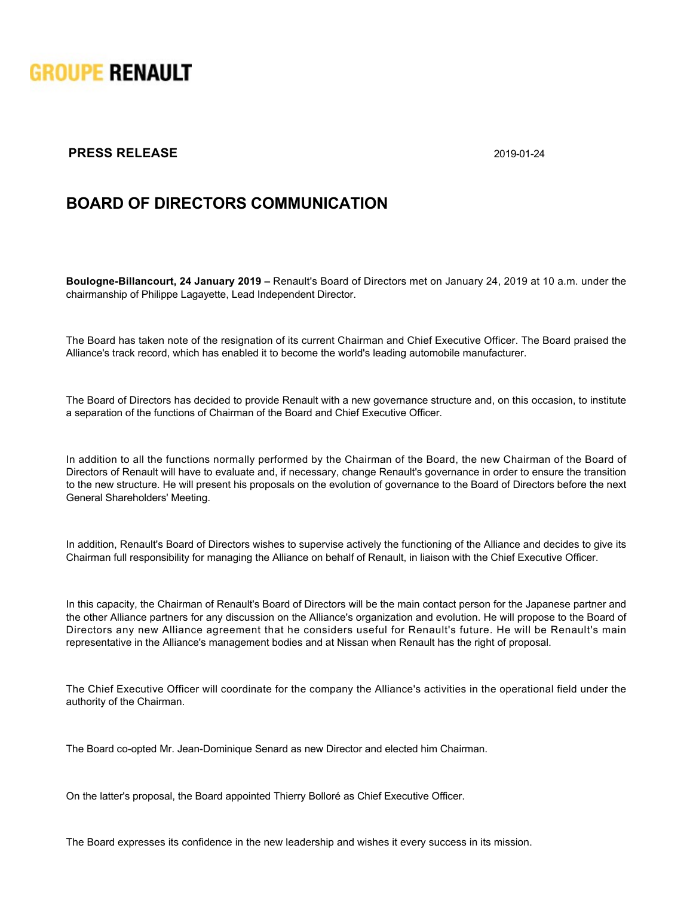GROUPE RENAULT

**PRESS RELEASE** 2019-01-24

# BOARD OF DIRECTORS COMMUNICATION

**Boulogne-Billancourt, 24 January 2019 –** Renault's Board of Directors met on January 24, 2019 at 10 a.m. under the chairmanship of Philippe Lagayette, Lead Independent Director.

The Board has taken note of the resignation of its current Chairman and Chief Executive Officer. The Board praised the Alliance's track record, which has enabled it to become the world's leading automobile manufacturer.

The Board of Directors has decided to provide Renault with a new governance structure and, on this occasion, to institute a separation of the functions of Chairman of the Board and Chief Executive Officer.

In addition to all the functions normally performed by the Chairman of the Board, the new Chairman of the Board of Directors of Renault will have to evaluate and, if necessary, change Renault's governance in order to ensure the transition to the new structure. He will present his proposals on the evolution of governance to the Board of Directors before the next General Shareholders' Meeting.

In addition, Renault's Board of Directors wishes to supervise actively the functioning of the Alliance and decides to give its Chairman full responsibility for managing the Alliance on behalf of Renault, in liaison with the Chief Executive Officer.

In this capacity, the Chairman of Renault's Board of Directors will be the main contact person for the Japanese partner and the other Alliance partners for any discussion on the Alliance's organization and evolution. He will propose to the Board of Directors any new Alliance agreement that he considers useful for Renault's future. He will be Renault's main representative in the Alliance's management bodies and at Nissan when Renault has the right of proposal.

The Chief Executive Officer will coordinate for the company the Alliance's activities in the operational field under the authority of the Chairman.

The Board co-opted Mr. Jean-Dominique Senard as new Director and elected him Chairman.

On the latter's proposal, the Board appointed Thierry Bolloré as Chief Executive Officer.

The Board expresses its confidence in the new leadership and wishes it every success in its mission.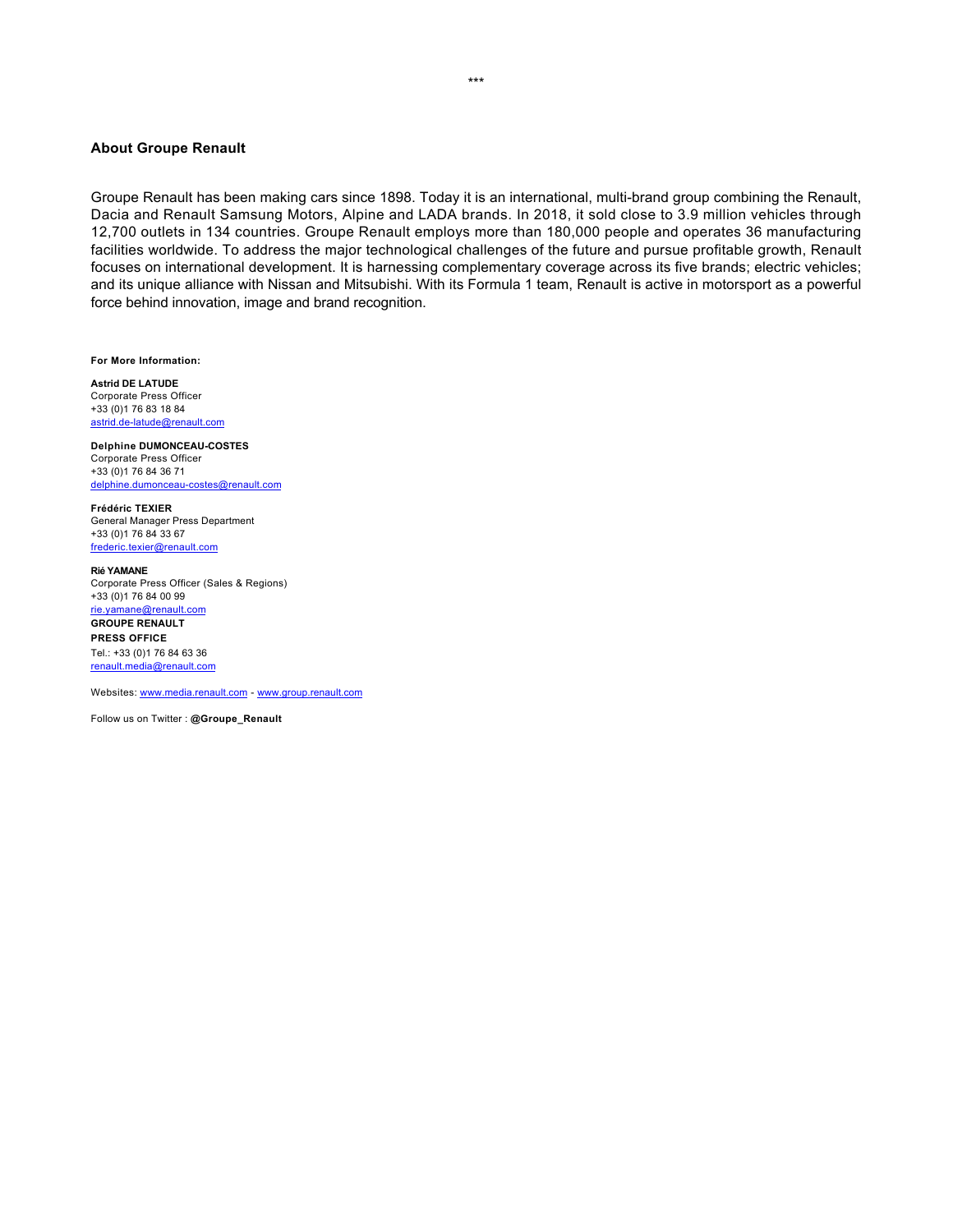***

## About Groupe Renault

Groupe Renault has been making cars since 1898. Today it is an international, multi-brand group combining the Renault, Dacia and Renault Samsung Motors, Alpine and LADA brands. In 2018, it sold close to 3.9 million vehicles through 12,700 outlets in 134 countries. Groupe Renault employs more than 180,000 people and operates 36 manufacturing facilities worldwide. To address the major technological challenges of the future and pursue profitable growth, Renault focuses on international development. It is harnessing complementary coverage across its five brands; electric vehicles; and its unique alliance with Nissan and Mitsubishi. With its Formula 1 team, Renault is active in motorsport as a powerful force behind innovation, image and brand recognition.

**For More Information:**

**Astrid DE LATUDE**
Corporate Press Officer
+33 (0)1 76 83 18 84
astrid.de-latude@renault.com

**Delphine DUMONCEAU-COSTES**
Corporate Press Officer
+33 (0)1 76 84 36 71
delphine.dumonceau-costes@renault.com

**Frédéric TEXIER**
General Manager Press Department
+33 (0)1 76 84 33 67
frederic.texier@renault.com

**Rié YAMANE**
Corporate Press Officer (Sales & Regions)
+33 (0)1 76 84 00 99
rie.yamane@renault.com

**GROUPE RENAULT**
**PRESS OFFICE**
Tel.: +33 (0)1 76 84 63 36
renault.media@renault.com

Websites: www.media.renault.com - www.group.renault.com

Follow us on Twitter : **@Groupe_Renault**